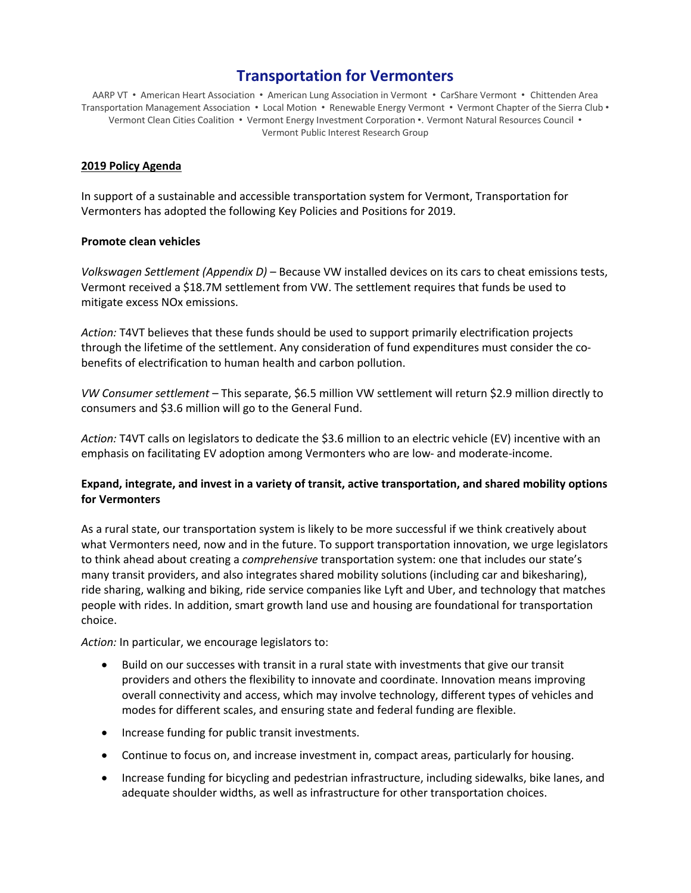# Transportation for Vermonters

AARP VT • American Heart Association • American Lung Association in Vermont • CarShare Vermont • Chittenden Area Transportation Management Association • Local Motion • Renewable Energy Vermont • Vermont Chapter of the Sierra Club • Vermont Clean Cities Coalition • Vermont Energy Investment Corporation •. Vermont Natural Resources Council • Vermont Public Interest Research Group

## 2019 Policy Agenda

In support of a sustainable and accessible transportation system for Vermont, Transportation for Vermonters has adopted the following Key Policies and Positions for 2019.

### Promote clean vehicles

*Volkswagen Settlement (Appendix D)* – Because VW installed devices on its cars to cheat emissions tests, Vermont received a $18.7M settlement from VW. The settlement requires that funds be used to mitigate excess NOx emissions.

*Action:* T4VT believes that these funds should be used to support primarily electrification projects through the lifetime of the settlement. Any consideration of fund expenditures must consider the co-benefits of electrification to human health and carbon pollution.

*VW Consumer settlement* – This separate, $6.5 million VW settlement will return $2.9 million directly to consumers and $3.6 million will go to the General Fund.

*Action:* T4VT calls on legislators to dedicate the $3.6 million to an electric vehicle (EV) incentive with an emphasis on facilitating EV adoption among Vermonters who are low- and moderate-income.

### Expand, integrate, and invest in a variety of transit, active transportation, and shared mobility options for Vermonters

As a rural state, our transportation system is likely to be more successful if we think creatively about what Vermonters need, now and in the future. To support transportation innovation, we urge legislators to think ahead about creating a *comprehensive* transportation system: one that includes our state's many transit providers, and also integrates shared mobility solutions (including car and bikesharing), ride sharing, walking and biking, ride service companies like Lyft and Uber, and technology that matches people with rides. In addition, smart growth land use and housing are foundational for transportation choice.

*Action:* In particular, we encourage legislators to:

- Build on our successes with transit in a rural state with investments that give our transit providers and others the flexibility to innovate and coordinate. Innovation means improving overall connectivity and access, which may involve technology, different types of vehicles and modes for different scales, and ensuring state and federal funding are flexible.
- Increase funding for public transit investments.
- Continue to focus on, and increase investment in, compact areas, particularly for housing.
- Increase funding for bicycling and pedestrian infrastructure, including sidewalks, bike lanes, and adequate shoulder widths, as well as infrastructure for other transportation choices.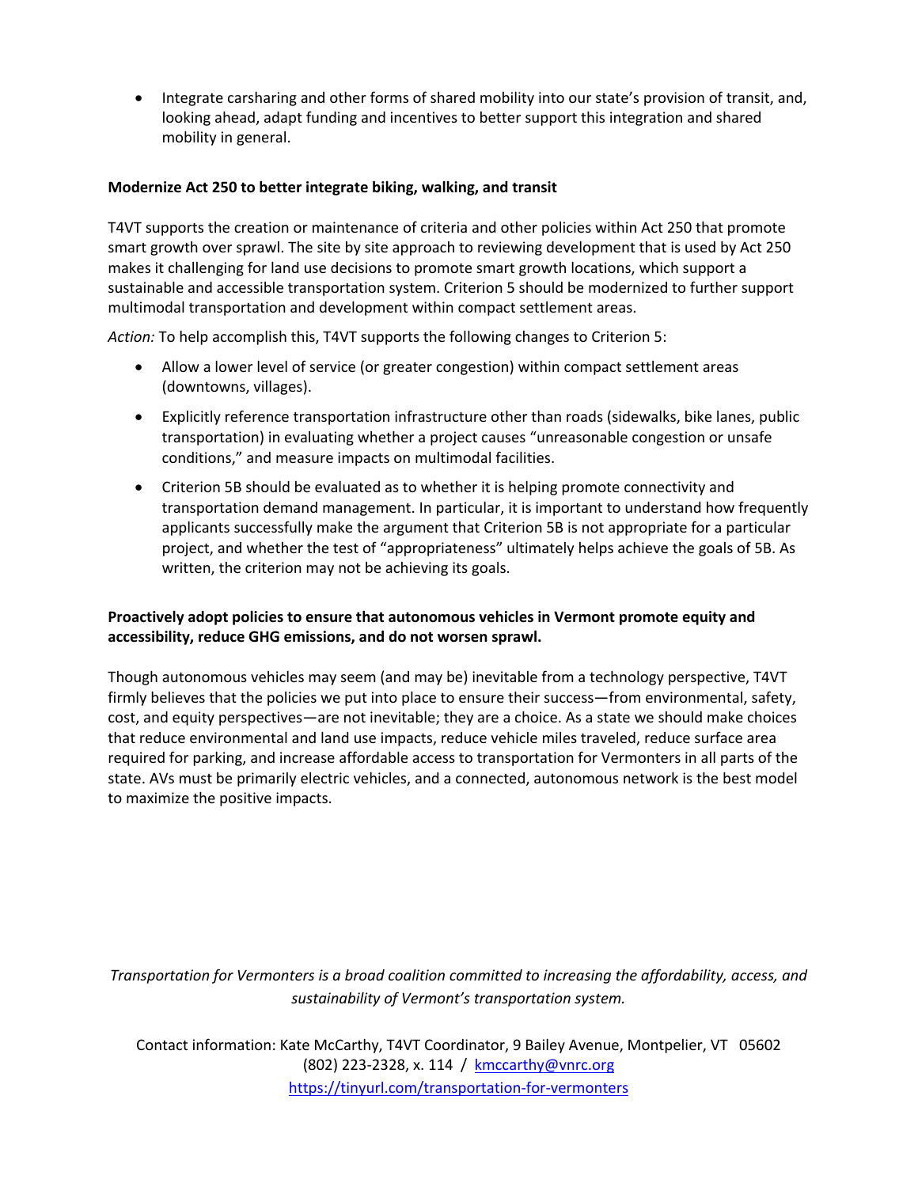- Integrate carsharing and other forms of shared mobility into our state's provision of transit, and, looking ahead, adapt funding and incentives to better support this integration and shared mobility in general.

**Modernize Act 250 to better integrate biking, walking, and transit**

T4VT supports the creation or maintenance of criteria and other policies within Act 250 that promote smart growth over sprawl. The site by site approach to reviewing development that is used by Act 250 makes it challenging for land use decisions to promote smart growth locations, which support a sustainable and accessible transportation system. Criterion 5 should be modernized to further support multimodal transportation and development within compact settlement areas.

*Action:* To help accomplish this, T4VT supports the following changes to Criterion 5:

- Allow a lower level of service (or greater congestion) within compact settlement areas (downtowns, villages).
- Explicitly reference transportation infrastructure other than roads (sidewalks, bike lanes, public transportation) in evaluating whether a project causes "unreasonable congestion or unsafe conditions," and measure impacts on multimodal facilities.
- Criterion 5B should be evaluated as to whether it is helping promote connectivity and transportation demand management. In particular, it is important to understand how frequently applicants successfully make the argument that Criterion 5B is not appropriate for a particular project, and whether the test of "appropriateness" ultimately helps achieve the goals of 5B. As written, the criterion may not be achieving its goals.

**Proactively adopt policies to ensure that autonomous vehicles in Vermont promote equity and accessibility, reduce GHG emissions, and do not worsen sprawl.**

Though autonomous vehicles may seem (and may be) inevitable from a technology perspective, T4VT firmly believes that the policies we put into place to ensure their success—from environmental, safety, cost, and equity perspectives—are not inevitable; they are a choice. As a state we should make choices that reduce environmental and land use impacts, reduce vehicle miles traveled, reduce surface area required for parking, and increase affordable access to transportation for Vermonters in all parts of the state. AVs must be primarily electric vehicles, and a connected, autonomous network is the best model to maximize the positive impacts.

*Transportation for Vermonters is a broad coalition committed to increasing the affordability, access, and sustainability of Vermont's transportation system.*

Contact information: Kate McCarthy, T4VT Coordinator, 9 Bailey Avenue, Montpelier, VT 05602
(802) 223-2328, x. 114 / kmccarthy@vnrc.org
https://tinyurl.com/transportation-for-vermonters